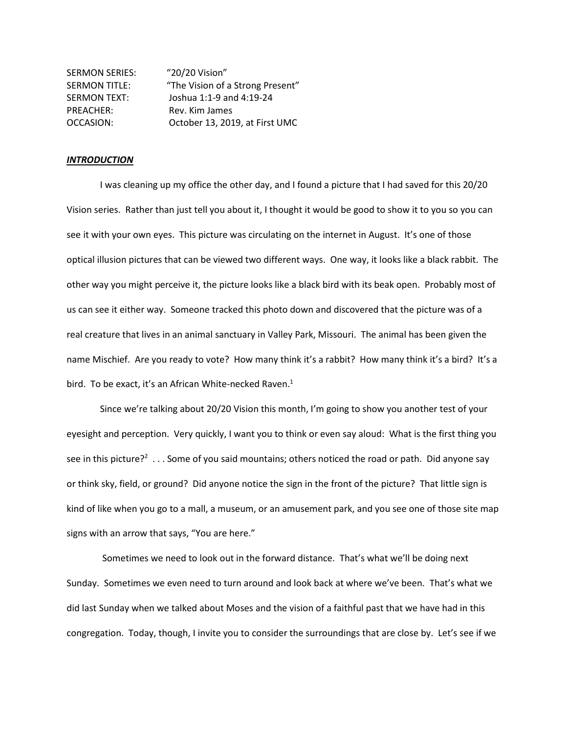SERMON SERIES: "20/20 Vision"
SERMON TITLE: "The Vision of a Strong Present"
SERMON TEXT: Joshua 1:1-9 and 4:19-24
PREACHER: Rev. Kim James
OCCASION: October 13, 2019, at First UMC

***INTRODUCTION***

I was cleaning up my office the other day, and I found a picture that I had saved for this 20/20 Vision series. Rather than just tell you about it, I thought it would be good to show it to you so you can see it with your own eyes. This picture was circulating on the internet in August. It's one of those optical illusion pictures that can be viewed two different ways. One way, it looks like a black rabbit. The other way you might perceive it, the picture looks like a black bird with its beak open. Probably most of us can see it either way. Someone tracked this photo down and discovered that the picture was of a real creature that lives in an animal sanctuary in Valley Park, Missouri. The animal has been given the name Mischief. Are you ready to vote? How many think it's a rabbit? How many think it's a bird? It's a bird. To be exact, it's an African White-necked Raven.[1]

Since we're talking about 20/20 Vision this month, I'm going to show you another test of your eyesight and perception. Very quickly, I want you to think or even say aloud: What is the first thing you see in this picture?[2] . . . Some of you said mountains; others noticed the road or path. Did anyone say or think sky, field, or ground? Did anyone notice the sign in the front of the picture? That little sign is kind of like when you go to a mall, a museum, or an amusement park, and you see one of those site map signs with an arrow that says, "You are here."

Sometimes we need to look out in the forward distance. That's what we'll be doing next Sunday. Sometimes we even need to turn around and look back at where we've been. That's what we did last Sunday when we talked about Moses and the vision of a faithful past that we have had in this congregation. Today, though, I invite you to consider the surroundings that are close by. Let's see if we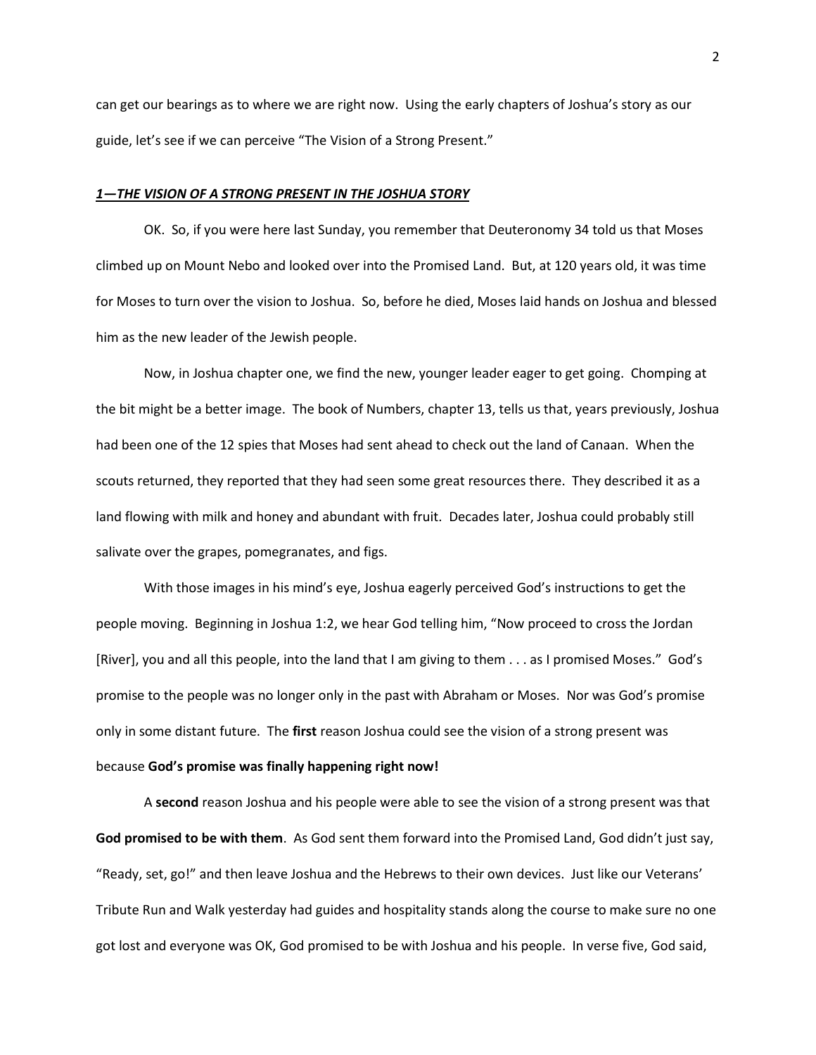can get our bearings as to where we are right now. Using the early chapters of Joshua's story as our guide, let's see if we can perceive "The Vision of a Strong Present."

## ***1—THE VISION OF A STRONG PRESENT IN THE JOSHUA STORY***

OK. So, if you were here last Sunday, you remember that Deuteronomy 34 told us that Moses climbed up on Mount Nebo and looked over into the Promised Land. But, at 120 years old, it was time for Moses to turn over the vision to Joshua. So, before he died, Moses laid hands on Joshua and blessed him as the new leader of the Jewish people.

Now, in Joshua chapter one, we find the new, younger leader eager to get going. Chomping at the bit might be a better image. The book of Numbers, chapter 13, tells us that, years previously, Joshua had been one of the 12 spies that Moses had sent ahead to check out the land of Canaan. When the scouts returned, they reported that they had seen some great resources there. They described it as a land flowing with milk and honey and abundant with fruit. Decades later, Joshua could probably still salivate over the grapes, pomegranates, and figs.

With those images in his mind's eye, Joshua eagerly perceived God's instructions to get the people moving. Beginning in Joshua 1:2, we hear God telling him, "Now proceed to cross the Jordan [River], you and all this people, into the land that I am giving to them . . . as I promised Moses." God's promise to the people was no longer only in the past with Abraham or Moses. Nor was God's promise only in some distant future. The **first** reason Joshua could see the vision of a strong present was because **God's promise was finally happening right now!**

A **second** reason Joshua and his people were able to see the vision of a strong present was that **God promised to be with them**. As God sent them forward into the Promised Land, God didn't just say, "Ready, set, go!" and then leave Joshua and the Hebrews to their own devices. Just like our Veterans' Tribute Run and Walk yesterday had guides and hospitality stands along the course to make sure no one got lost and everyone was OK, God promised to be with Joshua and his people. In verse five, God said,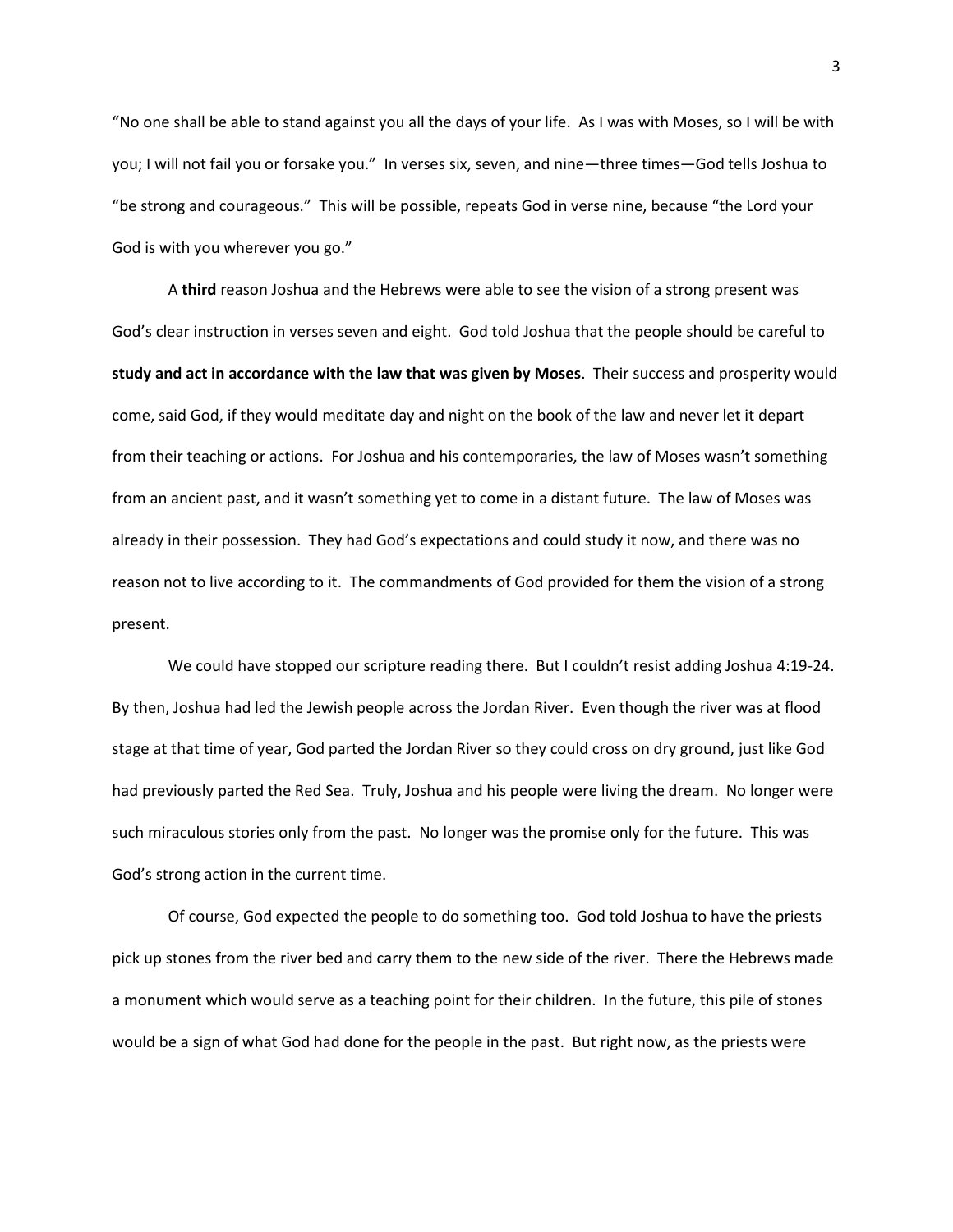"No one shall be able to stand against you all the days of your life. As I was with Moses, so I will be with you; I will not fail you or forsake you." In verses six, seven, and nine—three times—God tells Joshua to "be strong and courageous." This will be possible, repeats God in verse nine, because "the Lord your God is with you wherever you go."

A **third** reason Joshua and the Hebrews were able to see the vision of a strong present was God's clear instruction in verses seven and eight. God told Joshua that the people should be careful to **study and act in accordance with the law that was given by Moses**. Their success and prosperity would come, said God, if they would meditate day and night on the book of the law and never let it depart from their teaching or actions. For Joshua and his contemporaries, the law of Moses wasn't something from an ancient past, and it wasn't something yet to come in a distant future. The law of Moses was already in their possession. They had God's expectations and could study it now, and there was no reason not to live according to it. The commandments of God provided for them the vision of a strong present.

We could have stopped our scripture reading there. But I couldn't resist adding Joshua 4:19-24. By then, Joshua had led the Jewish people across the Jordan River. Even though the river was at flood stage at that time of year, God parted the Jordan River so they could cross on dry ground, just like God had previously parted the Red Sea. Truly, Joshua and his people were living the dream. No longer were such miraculous stories only from the past. No longer was the promise only for the future. This was God's strong action in the current time.

Of course, God expected the people to do something too. God told Joshua to have the priests pick up stones from the river bed and carry them to the new side of the river. There the Hebrews made a monument which would serve as a teaching point for their children. In the future, this pile of stones would be a sign of what God had done for the people in the past. But right now, as the priests were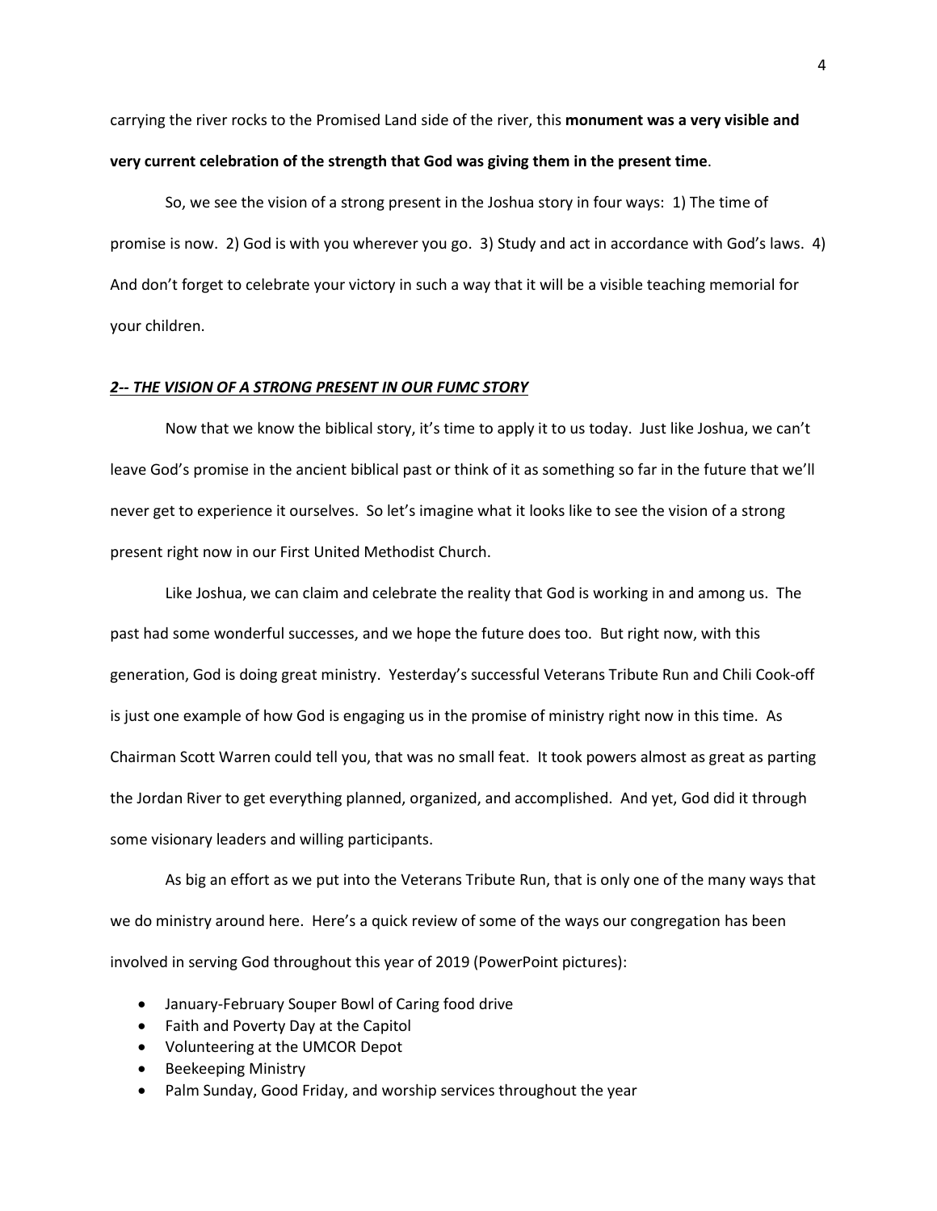carrying the river rocks to the Promised Land side of the river, this **monument was a very visible and very current celebration of the strength that God was giving them in the present time**.

So, we see the vision of a strong present in the Joshua story in four ways: 1) The time of promise is now. 2) God is with you wherever you go. 3) Study and act in accordance with God's laws. 4) And don't forget to celebrate your victory in such a way that it will be a visible teaching memorial for your children.

***2-- THE VISION OF A STRONG PRESENT IN OUR FUMC STORY***

Now that we know the biblical story, it's time to apply it to us today. Just like Joshua, we can't leave God's promise in the ancient biblical past or think of it as something so far in the future that we'll never get to experience it ourselves. So let's imagine what it looks like to see the vision of a strong present right now in our First United Methodist Church.

Like Joshua, we can claim and celebrate the reality that God is working in and among us. The past had some wonderful successes, and we hope the future does too. But right now, with this generation, God is doing great ministry. Yesterday's successful Veterans Tribute Run and Chili Cook-off is just one example of how God is engaging us in the promise of ministry right now in this time. As Chairman Scott Warren could tell you, that was no small feat. It took powers almost as great as parting the Jordan River to get everything planned, organized, and accomplished. And yet, God did it through some visionary leaders and willing participants.

As big an effort as we put into the Veterans Tribute Run, that is only one of the many ways that we do ministry around here. Here's a quick review of some of the ways our congregation has been involved in serving God throughout this year of 2019 (PowerPoint pictures):

- January-February Souper Bowl of Caring food drive
- Faith and Poverty Day at the Capitol
- Volunteering at the UMCOR Depot
- Beekeeping Ministry
- Palm Sunday, Good Friday, and worship services throughout the year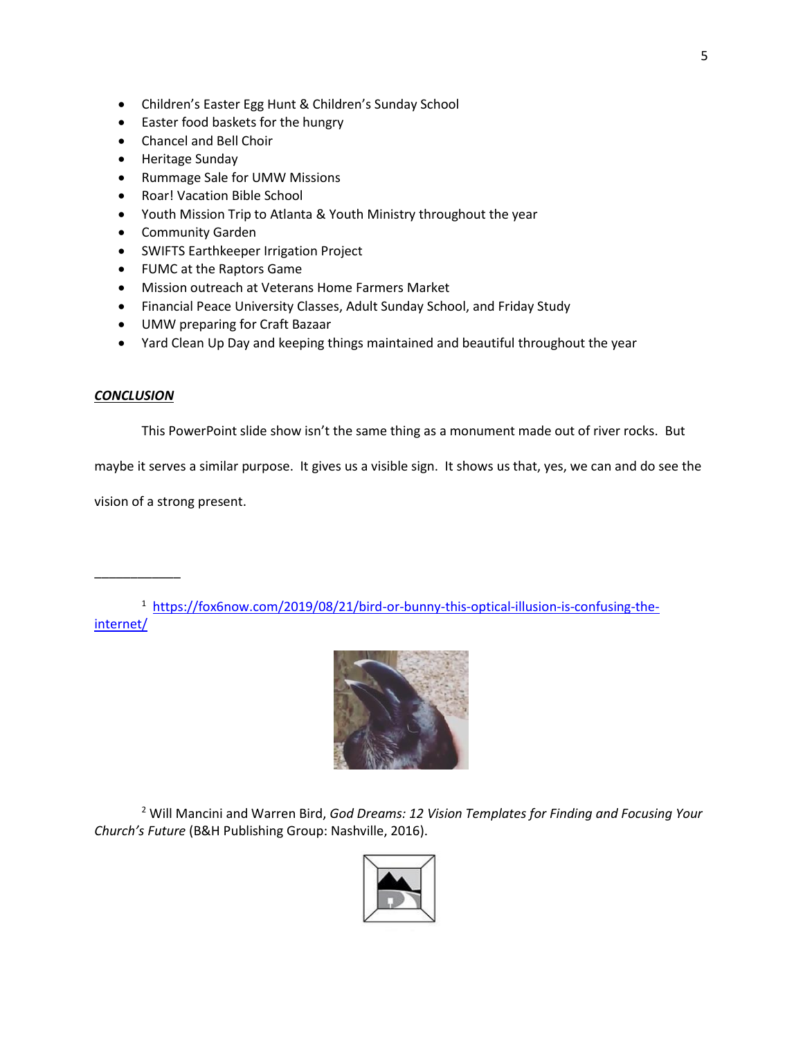- Children's Easter Egg Hunt & Children's Sunday School
- Easter food baskets for the hungry
- Chancel and Bell Choir
- Heritage Sunday
- Rummage Sale for UMW Missions
- Roar! Vacation Bible School
- Youth Mission Trip to Atlanta & Youth Ministry throughout the year
- Community Garden
- SWIFTS Earthkeeper Irrigation Project
- FUMC at the Raptors Game
- Mission outreach at Veterans Home Farmers Market
- Financial Peace University Classes, Adult Sunday School, and Friday Study
- UMW preparing for Craft Bazaar
- Yard Clean Up Day and keeping things maintained and beautiful throughout the year

***CONCLUSION***

This PowerPoint slide show isn't the same thing as a monument made out of river rocks. But maybe it serves a similar purpose. It gives us a visible sign. It shows us that, yes, we can and do see the vision of a strong present.

---

[1] https://fox6now.com/2019/08/21/bird-or-bunny-this-optical-illusion-is-confusing-the-internet/

[2] Will Mancini and Warren Bird, *God Dreams: 12 Vision Templates for Finding and Focusing Your Church's Future* (B&H Publishing Group: Nashville, 2016).